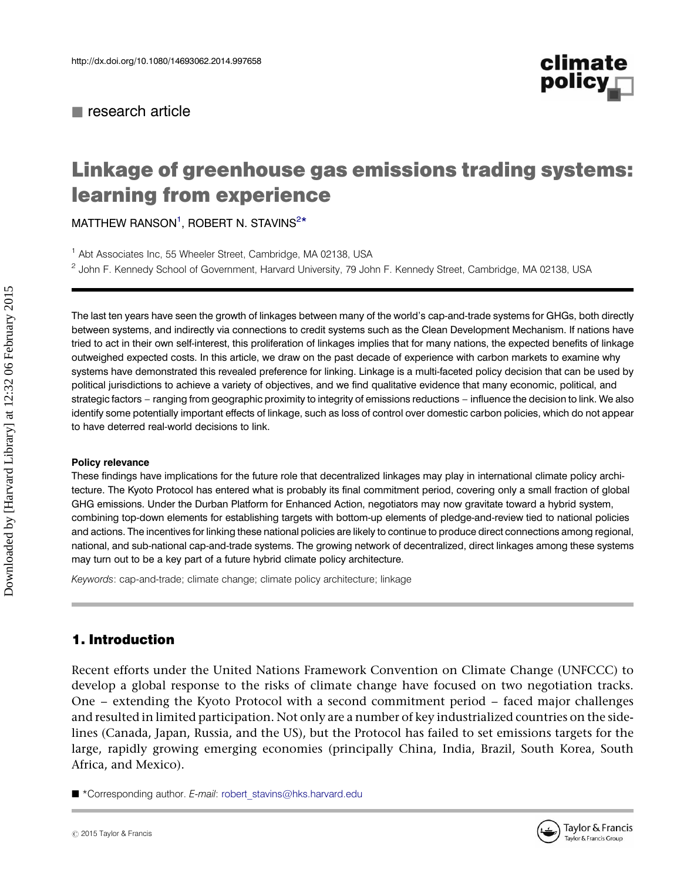http://dx.doi.org/10.1080/14693062.2014.997658

research article

# Linkage of greenhouse gas emissions trading systems: learning from experience

MATTHEW RANSON[1], ROBERT N. STAVINS[2]*

[1] Abt Associates Inc, 55 Wheeler Street, Cambridge, MA 02138, USA

[2] John F. Kennedy School of Government, Harvard University, 79 John F. Kennedy Street, Cambridge, MA 02138, USA

The last ten years have seen the growth of linkages between many of the world's cap-and-trade systems for GHGs, both directly between systems, and indirectly via connections to credit systems such as the Clean Development Mechanism. If nations have tried to act in their own self-interest, this proliferation of linkages implies that for many nations, the expected benefits of linkage outweighed expected costs. In this article, we draw on the past decade of experience with carbon markets to examine why systems have demonstrated this revealed preference for linking. Linkage is a multi-faceted policy decision that can be used by political jurisdictions to achieve a variety of objectives, and we find qualitative evidence that many economic, political, and strategic factors – ranging from geographic proximity to integrity of emissions reductions – influence the decision to link. We also identify some potentially important effects of linkage, such as loss of control over domestic carbon policies, which do not appear to have deterred real-world decisions to link.

**Policy relevance**

These findings have implications for the future role that decentralized linkages may play in international climate policy architecture. The Kyoto Protocol has entered what is probably its final commitment period, covering only a small fraction of global GHG emissions. Under the Durban Platform for Enhanced Action, negotiators may now gravitate toward a hybrid system, combining top-down elements for establishing targets with bottom-up elements of pledge-and-review tied to national policies and actions. The incentives for linking these national policies are likely to continue to produce direct connections among regional, national, and sub-national cap-and-trade systems. The growing network of decentralized, direct linkages among these systems may turn out to be a key part of a future hybrid climate policy architecture.

*Keywords*: cap-and-trade; climate change; climate policy architecture; linkage

## 1. Introduction

Recent efforts under the United Nations Framework Convention on Climate Change (UNFCCC) to develop a global response to the risks of climate change have focused on two negotiation tracks. One – extending the Kyoto Protocol with a second commitment period – faced major challenges and resulted in limited participation. Not only are a number of key industrialized countries on the sidelines (Canada, Japan, Russia, and the US), but the Protocol has failed to set emissions targets for the large, rapidly growing emerging economies (principally China, India, Brazil, South Korea, South Africa, and Mexico).

*Corresponding author. *E-mail*: robert_stavins@hks.harvard.edu

© 2015 Taylor & Francis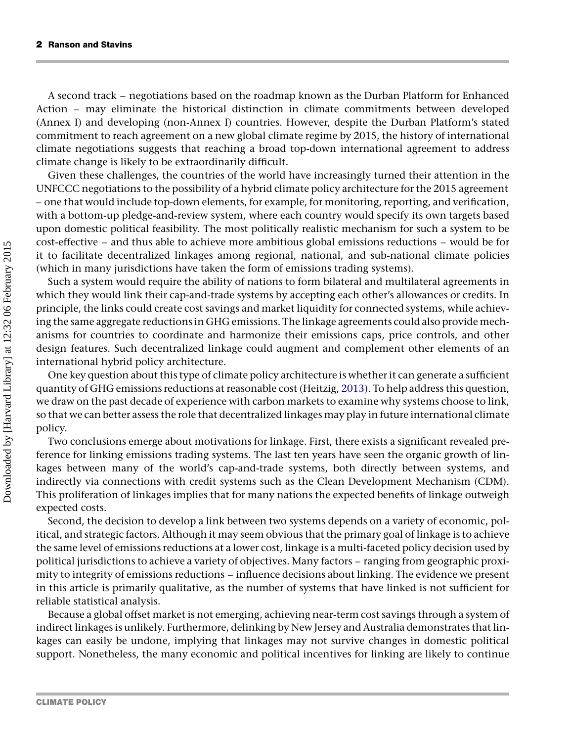A second track – negotiations based on the roadmap known as the Durban Platform for Enhanced Action – may eliminate the historical distinction in climate commitments between developed (Annex I) and developing (non-Annex I) countries. However, despite the Durban Platform's stated commitment to reach agreement on a new global climate regime by 2015, the history of international climate negotiations suggests that reaching a broad top-down international agreement to address climate change is likely to be extraordinarily difficult.

Given these challenges, the countries of the world have increasingly turned their attention in the UNFCCC negotiations to the possibility of a hybrid climate policy architecture for the 2015 agreement – one that would include top-down elements, for example, for monitoring, reporting, and verification, with a bottom-up pledge-and-review system, where each country would specify its own targets based upon domestic political feasibility. The most politically realistic mechanism for such a system to be cost-effective – and thus able to achieve more ambitious global emissions reductions – would be for it to facilitate decentralized linkages among regional, national, and sub-national climate policies (which in many jurisdictions have taken the form of emissions trading systems).

Such a system would require the ability of nations to form bilateral and multilateral agreements in which they would link their cap-and-trade systems by accepting each other's allowances or credits. In principle, the links could create cost savings and market liquidity for connected systems, while achieving the same aggregate reductions in GHG emissions. The linkage agreements could also provide mechanisms for countries to coordinate and harmonize their emissions caps, price controls, and other design features. Such decentralized linkage could augment and complement other elements of an international hybrid policy architecture.

One key question about this type of climate policy architecture is whether it can generate a sufficient quantity of GHG emissions reductions at reasonable cost (Heitzig, 2013). To help address this question, we draw on the past decade of experience with carbon markets to examine why systems choose to link, so that we can better assess the role that decentralized linkages may play in future international climate policy.

Two conclusions emerge about motivations for linkage. First, there exists a significant revealed preference for linking emissions trading systems. The last ten years have seen the organic growth of linkages between many of the world's cap-and-trade systems, both directly between systems, and indirectly via connections with credit systems such as the Clean Development Mechanism (CDM). This proliferation of linkages implies that for many nations the expected benefits of linkage outweigh expected costs.

Second, the decision to develop a link between two systems depends on a variety of economic, political, and strategic factors. Although it may seem obvious that the primary goal of linkage is to achieve the same level of emissions reductions at a lower cost, linkage is a multi-faceted policy decision used by political jurisdictions to achieve a variety of objectives. Many factors – ranging from geographic proximity to integrity of emissions reductions – influence decisions about linking. The evidence we present in this article is primarily qualitative, as the number of systems that have linked is not sufficient for reliable statistical analysis.

Because a global offset market is not emerging, achieving near-term cost savings through a system of indirect linkages is unlikely. Furthermore, delinking by New Jersey and Australia demonstrates that linkages can easily be undone, implying that linkages may not survive changes in domestic political support. Nonetheless, the many economic and political incentives for linking are likely to continue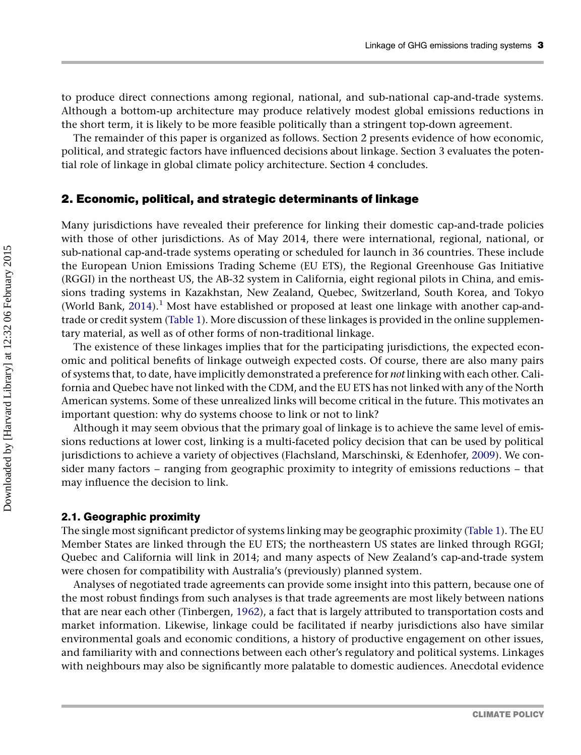to produce direct connections among regional, national, and sub-national cap-and-trade systems. Although a bottom-up architecture may produce relatively modest global emissions reductions in the short term, it is likely to be more feasible politically than a stringent top-down agreement.

The remainder of this paper is organized as follows. Section 2 presents evidence of how economic, political, and strategic factors have influenced decisions about linkage. Section 3 evaluates the potential role of linkage in global climate policy architecture. Section 4 concludes.

## 2. Economic, political, and strategic determinants of linkage

Many jurisdictions have revealed their preference for linking their domestic cap-and-trade policies with those of other jurisdictions. As of May 2014, there were international, regional, national, or sub-national cap-and-trade systems operating or scheduled for launch in 36 countries. These include the European Union Emissions Trading Scheme (EU ETS), the Regional Greenhouse Gas Initiative (RGGI) in the northeast US, the AB-32 system in California, eight regional pilots in China, and emissions trading systems in Kazakhstan, New Zealand, Quebec, Switzerland, South Korea, and Tokyo (World Bank, 2014).[1] Most have established or proposed at least one linkage with another cap-and-trade or credit system (Table 1). More discussion of these linkages is provided in the online supplementary material, as well as of other forms of non-traditional linkage.

The existence of these linkages implies that for the participating jurisdictions, the expected economic and political benefits of linkage outweigh expected costs. Of course, there are also many pairs of systems that, to date, have implicitly demonstrated a preference for *not* linking with each other. California and Quebec have not linked with the CDM, and the EU ETS has not linked with any of the North American systems. Some of these unrealized links will become critical in the future. This motivates an important question: why do systems choose to link or not to link?

Although it may seem obvious that the primary goal of linkage is to achieve the same level of emissions reductions at lower cost, linking is a multi-faceted policy decision that can be used by political jurisdictions to achieve a variety of objectives (Flachsland, Marschinski, & Edenhofer, 2009). We consider many factors – ranging from geographic proximity to integrity of emissions reductions – that may influence the decision to link.

### 2.1. Geographic proximity

The single most significant predictor of systems linking may be geographic proximity (Table 1). The EU Member States are linked through the EU ETS; the northeastern US states are linked through RGGI; Quebec and California will link in 2014; and many aspects of New Zealand's cap-and-trade system were chosen for compatibility with Australia's (previously) planned system.

Analyses of negotiated trade agreements can provide some insight into this pattern, because one of the most robust findings from such analyses is that trade agreements are most likely between nations that are near each other (Tinbergen, 1962), a fact that is largely attributed to transportation costs and market information. Likewise, linkage could be facilitated if nearby jurisdictions also have similar environmental goals and economic conditions, a history of productive engagement on other issues, and familiarity with and connections between each other's regulatory and political systems. Linkages with neighbours may also be significantly more palatable to domestic audiences. Anecdotal evidence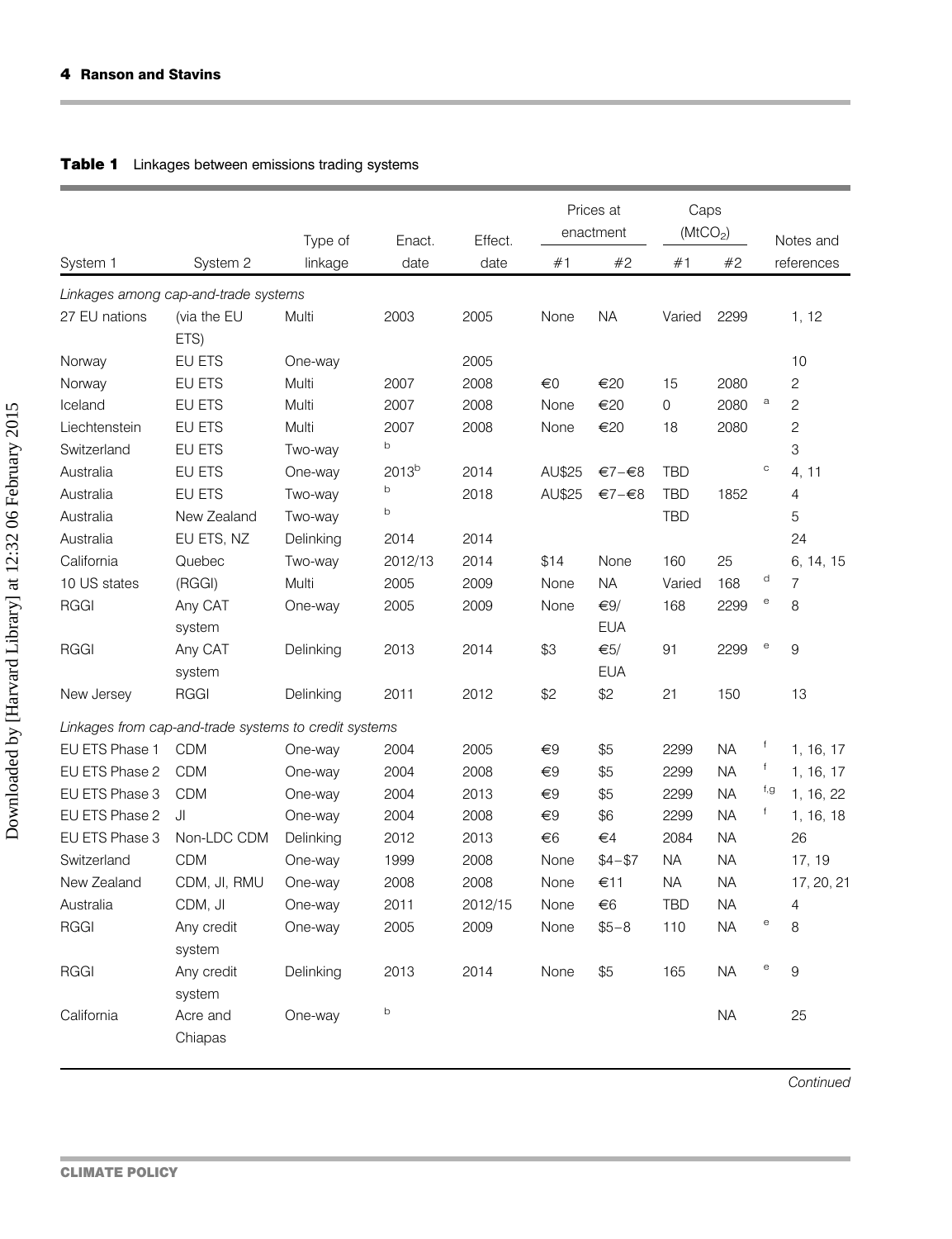**Table 1** Linkages between emissions trading systems

| System 1 | System 2 | Type of linkage | Enact. date | Effect. date | Prices at enactment | | Caps ($MtCO_2$) | | Notes and references | |
|---|---|---|---|---|---|---|---|---|---|---|
| | | | | | #1 | #2 | #1 | #2 | | |
| *Linkages among cap-and-trade systems* | | | | | | | | | | |
| 27 EU nations | (via the EU ETS) | Multi | 2003 | 2005 | None | NA | Varied | 2299 | | 1, 12 |
| Norway | EU ETS | One-way | | 2005 | | | | | | 10 |
| Norway | EU ETS | Multi | 2007 | 2008 | €0 | €20 | 15 | 2080 | | 2 |
| Iceland | EU ETS | Multi | 2007 | 2008 | None | €20 | 0 | 2080 | a | 2 |
| Liechtenstein | EU ETS | Multi | 2007 | 2008 | None | €20 | 18 | 2080 | | 2 |
| Switzerland | EU ETS | Two-way | [b] | | | | | | | 3 |
| Australia | EU ETS | One-way | 2013[b] | 2014 | AU$25 | €7–€8 | TBD | | c | 4, 11 |
| Australia | EU ETS | Two-way | [b] | 2018 | AU$25 | €7–€8 | TBD | 1852 | | 4 |
| Australia | New Zealand | Two-way | [b] | | | | TBD | | | 5 |
| Australia | EU ETS, NZ | Delinking | 2014 | 2014 | | | | | | 24 |
| California | Quebec | Two-way | 2012/13 | 2014 | $14 | None | 160 | 25 | | 6, 14, 15 |
| 10 US states | (RGGI) | Multi | 2005 | 2009 | None | NA | Varied | 168 | d | 7 |
| RGGI | Any CAT system | One-way | 2005 | 2009 | None | €9/ EUA | 168 | 2299 | e | 8 |
| RGGI | Any CAT system | Delinking | 2013 | 2014 | $3 | €5/ EUA | 91 | 2299 | e | 9 |
| New Jersey | RGGI | Delinking | 2011 | 2012 | $2 | $2 | 21 | 150 | | 13 |
| *Linkages from cap-and-trade systems to credit systems* | | | | | | | | | | |
| EU ETS Phase 1 | CDM | One-way | 2004 | 2005 | €9 | $5 | 2299 | NA | f | 1, 16, 17 |
| EU ETS Phase 2 | CDM | One-way | 2004 | 2008 | €9 | $5 | 2299 | NA | f | 1, 16, 17 |
| EU ETS Phase 3 | CDM | One-way | 2004 | 2013 | €9 | $5 | 2299 | NA | f,g | 1, 16, 22 |
| EU ETS Phase 2 | JI | One-way | 2004 | 2008 | €9 | $6 | 2299 | NA | f | 1, 16, 18 |
| EU ETS Phase 3 | Non-LDC CDM | Delinking | 2012 | 2013 | €6 | €4 | 2084 | NA | | 26 |
| Switzerland | CDM | One-way | 1999 | 2008 | None | $4–$7 | NA | NA | | 17, 19 |
| New Zealand | CDM, JI, RMU | One-way | 2008 | 2008 | None | €11 | NA | NA | | 17, 20, 21 |
| Australia | CDM, JI | One-way | 2011 | 2012/15 | None | €6 | TBD | NA | | 4 |
| RGGI | Any credit system | One-way | 2005 | 2009 | None | $5–8 | 110 | NA | e | 8 |
| RGGI | Any credit system | Delinking | 2013 | 2014 | None | $5 | 165 | NA | e | 9 |
| California | Acre and Chiapas | One-way | [b] | | | | | NA | | 25 |

*Continued*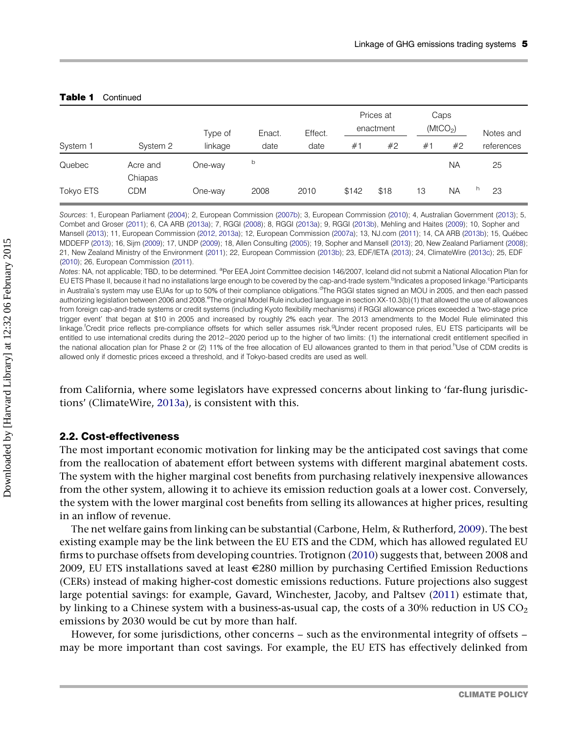**Table 1** Continued

| System 1 | System 2 | Type of linkage | Enact. date | Effect. date | Prices at enactment | | Caps ($MtCO_2$) | | Notes and references |
|---|---|---|---|---|---|---|---|---|---|
| | | | | | #1 | #2 | #1 | #2 | |
| Quebec | Acre and Chiapas | One-way | [b] | | | | | NA | 25 |
| Tokyo ETS | CDM | One-way | 2008 | 2010 | $142 | $18 | 13 | NA | [h] 23 |

*Sources*: 1, European Parliament (2004); 2, European Commission (2007b); 3, European Commission (2010); 4, Australian Government (2013); 5, Combet and Groser (2011); 6, CA ARB (2013a); 7, RGGI (2008); 8, RGGI (2013a); 9, RGGI (2013b), Mehling and Haites (2009); 10, Sopher and Mansell (2013); 11, European Commission (2012, 2013a); 12, European Commission (2007a); 13, NJ.com (2011); 14, CA ARB (2013b); 15, Québec MDDEFP (2013); 16, Sijm (2009); 17, UNDP (2009); 18, Allen Consulting (2005); 19, Sopher and Mansell (2013); 20, New Zealand Parliament (2008); 21, New Zealand Ministry of the Environment (2011); 22, European Commission (2013b); 23, EDF/IETA (2013); 24, ClimateWire (2013c); 25, EDF (2010); 26, European Commission (2011).

*Notes*: NA, not applicable; TBD, to be determined. [a]Per EEA Joint Committee decision 146/2007, Iceland did not submit a National Allocation Plan for EU ETS Phase II, because it had no installations large enough to be covered by the cap-and-trade system. [b]Indicates a proposed linkage. [c]Participants in Australia's system may use EUAs for up to 50% of their compliance obligations. [d]The RGGI states signed an MOU in 2005, and then each passed authorizing legislation between 2006 and 2008. [e]The original Model Rule included language in section XX-10.3(b)(1) that allowed the use of allowances from foreign cap-and-trade systems or credit systems (including Kyoto flexibility mechanisms) if RGGI allowance prices exceeded a 'two-stage price trigger event' that began at $10 in 2005 and increased by roughly 2% each year. The 2013 amendments to the Model Rule eliminated this linkage. [f]Credit price reflects pre-compliance offsets for which seller assumes risk. [g]Under recent proposed rules, EU ETS participants will be entitled to use international credits during the 2012–2020 period up to the higher of two limits: (1) the international credit entitlement specified in the national allocation plan for Phase 2 or (2) 11% of the free allocation of EU allowances granted to them in that period. [h]Use of CDM credits is allowed only if domestic prices exceed a threshold, and if Tokyo-based credits are used as well.

from California, where some legislators have expressed concerns about linking to 'far-flung jurisdictions' (ClimateWire, 2013a), is consistent with this.

## 2.2. Cost-effectiveness

The most important economic motivation for linking may be the anticipated cost savings that come from the reallocation of abatement effort between systems with different marginal abatement costs. The system with the higher marginal cost benefits from purchasing relatively inexpensive allowances from the other system, allowing it to achieve its emission reduction goals at a lower cost. Conversely, the system with the lower marginal cost benefits from selling its allowances at higher prices, resulting in an inflow of revenue.

The net welfare gains from linking can be substantial (Carbone, Helm, & Rutherford, 2009). The best existing example may be the link between the EU ETS and the CDM, which has allowed regulated EU firms to purchase offsets from developing countries. Trotignon (2010) suggests that, between 2008 and 2009, EU ETS installations saved at least €280 million by purchasing Certified Emission Reductions (CERs) instead of making higher-cost domestic emissions reductions. Future projections also suggest large potential savings: for example, Gavard, Winchester, Jacoby, and Paltsev (2011) estimate that, by linking to a Chinese system with a business-as-usual cap, the costs of a 30% reduction in US $CO_2$ emissions by 2030 would be cut by more than half.

However, for some jurisdictions, other concerns – such as the environmental integrity of offsets – may be more important than cost savings. For example, the EU ETS has effectively delinked from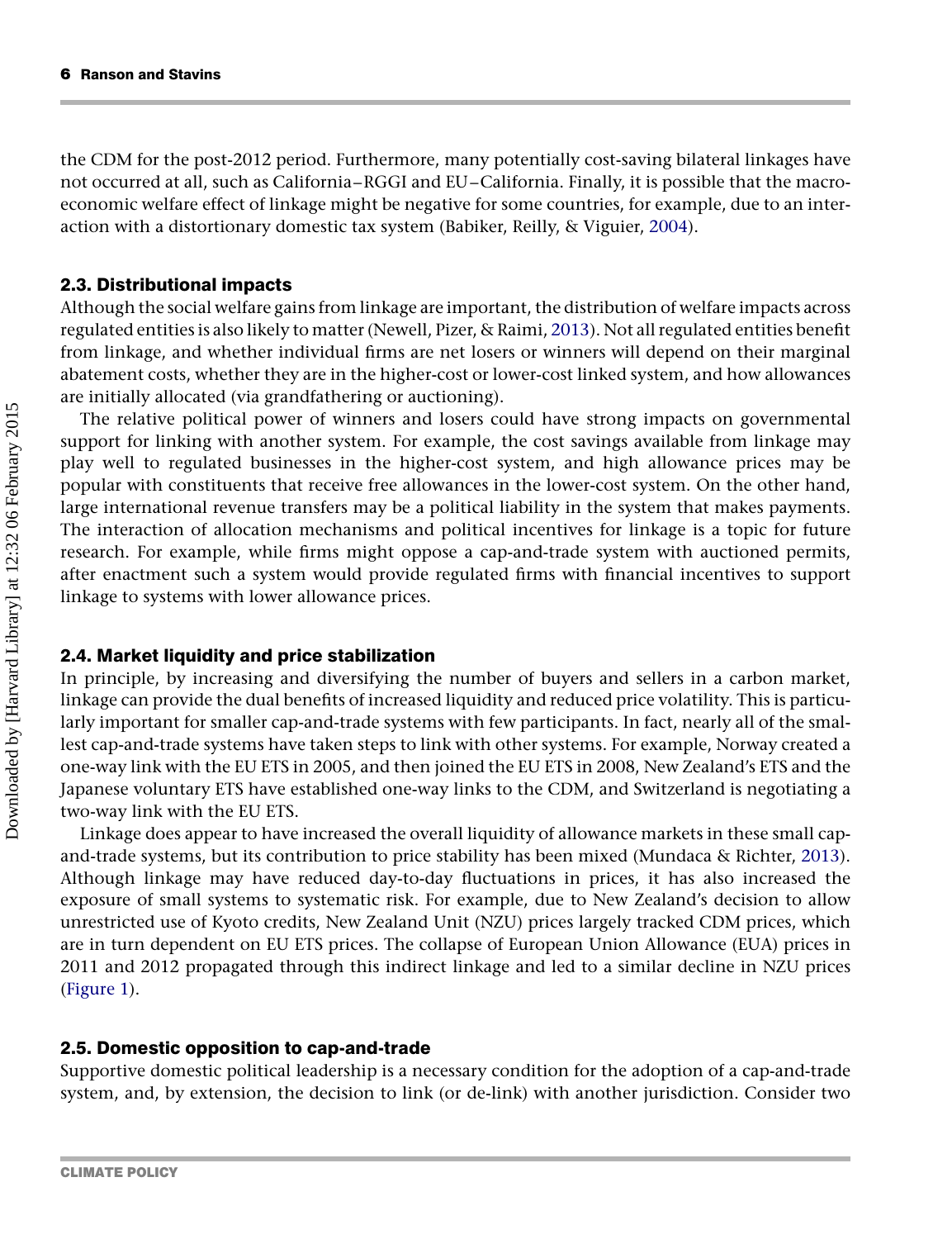the CDM for the post-2012 period. Furthermore, many potentially cost-saving bilateral linkages have not occurred at all, such as California–RGGI and EU–California. Finally, it is possible that the macroeconomic welfare effect of linkage might be negative for some countries, for example, due to an interaction with a distortionary domestic tax system (Babiker, Reilly, & Viguier, 2004).

### 2.3. Distributional impacts

Although the social welfare gains from linkage are important, the distribution of welfare impacts across regulated entities is also likely to matter (Newell, Pizer, & Raimi, 2013). Not all regulated entities benefit from linkage, and whether individual firms are net losers or winners will depend on their marginal abatement costs, whether they are in the higher-cost or lower-cost linked system, and how allowances are initially allocated (via grandfathering or auctioning).

The relative political power of winners and losers could have strong impacts on governmental support for linking with another system. For example, the cost savings available from linkage may play well to regulated businesses in the higher-cost system, and high allowance prices may be popular with constituents that receive free allowances in the lower-cost system. On the other hand, large international revenue transfers may be a political liability in the system that makes payments. The interaction of allocation mechanisms and political incentives for linkage is a topic for future research. For example, while firms might oppose a cap-and-trade system with auctioned permits, after enactment such a system would provide regulated firms with financial incentives to support linkage to systems with lower allowance prices.

### 2.4. Market liquidity and price stabilization

In principle, by increasing and diversifying the number of buyers and sellers in a carbon market, linkage can provide the dual benefits of increased liquidity and reduced price volatility. This is particularly important for smaller cap-and-trade systems with few participants. In fact, nearly all of the smallest cap-and-trade systems have taken steps to link with other systems. For example, Norway created a one-way link with the EU ETS in 2005, and then joined the EU ETS in 2008, New Zealand's ETS and the Japanese voluntary ETS have established one-way links to the CDM, and Switzerland is negotiating a two-way link with the EU ETS.

Linkage does appear to have increased the overall liquidity of allowance markets in these small cap-and-trade systems, but its contribution to price stability has been mixed (Mundaca & Richter, 2013). Although linkage may have reduced day-to-day fluctuations in prices, it has also increased the exposure of small systems to systematic risk. For example, due to New Zealand's decision to allow unrestricted use of Kyoto credits, New Zealand Unit (NZU) prices largely tracked CDM prices, which are in turn dependent on EU ETS prices. The collapse of European Union Allowance (EUA) prices in 2011 and 2012 propagated through this indirect linkage and led to a similar decline in NZU prices (Figure 1).

### 2.5. Domestic opposition to cap-and-trade

Supportive domestic political leadership is a necessary condition for the adoption of a cap-and-trade system, and, by extension, the decision to link (or de-link) with another jurisdiction. Consider two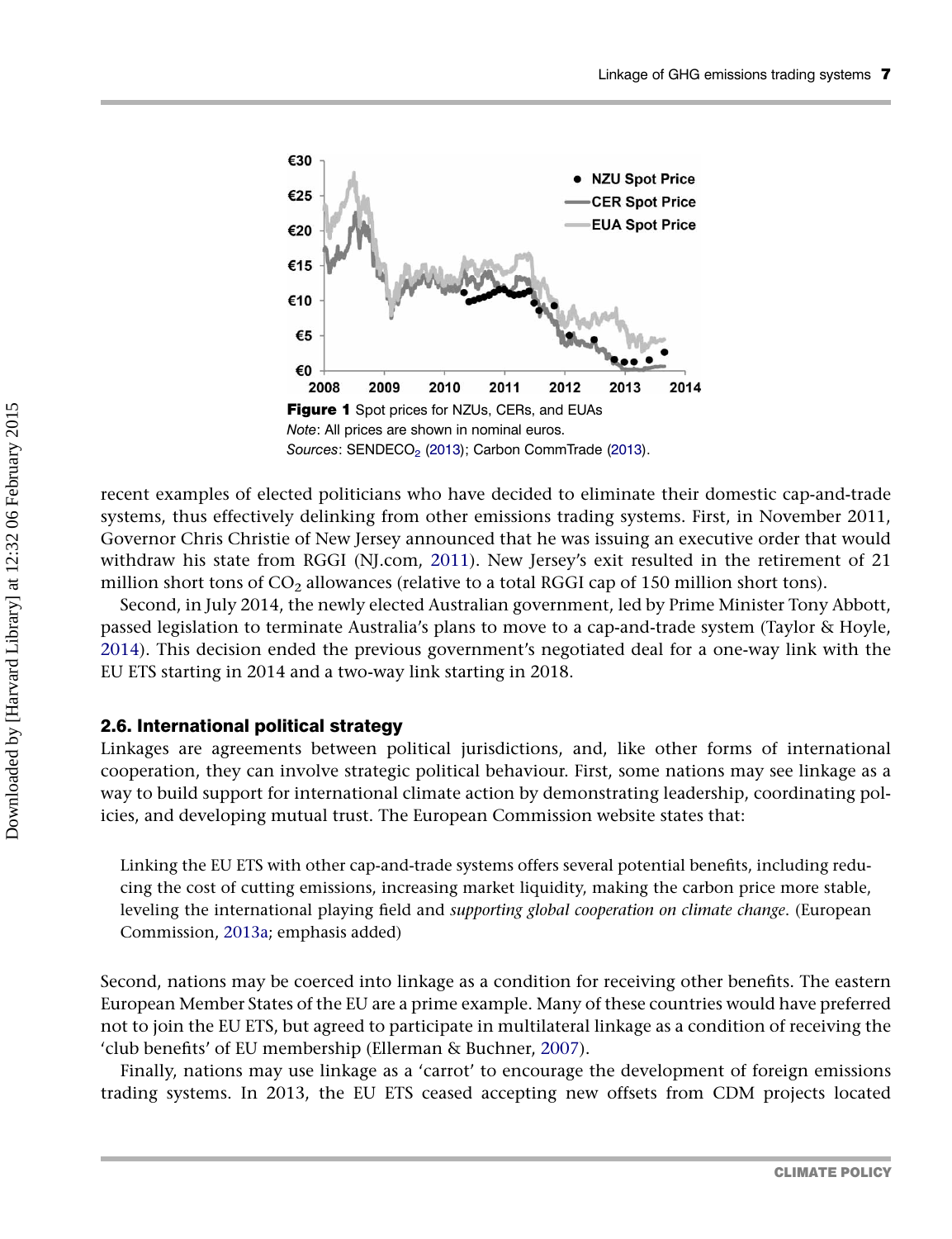**Figure 1** Spot prices for NZUs, CERs, and EUAs
*Note*: All prices are shown in nominal euros.
*Sources*: $SENDECO_2$ (2013); Carbon CommTrade (2013).

recent examples of elected politicians who have decided to eliminate their domestic cap-and-trade systems, thus effectively delinking from other emissions trading systems. First, in November 2011, Governor Chris Christie of New Jersey announced that he was issuing an executive order that would withdraw his state from RGGI (NJ.com, 2011). New Jersey's exit resulted in the retirement of 21 million short tons of $CO_2$ allowances (relative to a total RGGI cap of 150 million short tons).

Second, in July 2014, the newly elected Australian government, led by Prime Minister Tony Abbott, passed legislation to terminate Australia's plans to move to a cap-and-trade system (Taylor & Hoyle, 2014). This decision ended the previous government's negotiated deal for a one-way link with the EU ETS starting in 2014 and a two-way link starting in 2018.

### 2.6. International political strategy

Linkages are agreements between political jurisdictions, and, like other forms of international cooperation, they can involve strategic political behaviour. First, some nations may see linkage as a way to build support for international climate action by demonstrating leadership, coordinating policies, and developing mutual trust. The European Commission website states that:

> Linking the EU ETS with other cap-and-trade systems offers several potential benefits, including reducing the cost of cutting emissions, increasing market liquidity, making the carbon price more stable, leveling the international playing field and *supporting global cooperation on climate change*. (European Commission, 2013a; emphasis added)

Second, nations may be coerced into linkage as a condition for receiving other benefits. The eastern European Member States of the EU are a prime example. Many of these countries would have preferred not to join the EU ETS, but agreed to participate in multilateral linkage as a condition of receiving the 'club benefits' of EU membership (Ellerman & Buchner, 2007).

Finally, nations may use linkage as a 'carrot' to encourage the development of foreign emissions trading systems. In 2013, the EU ETS ceased accepting new offsets from CDM projects located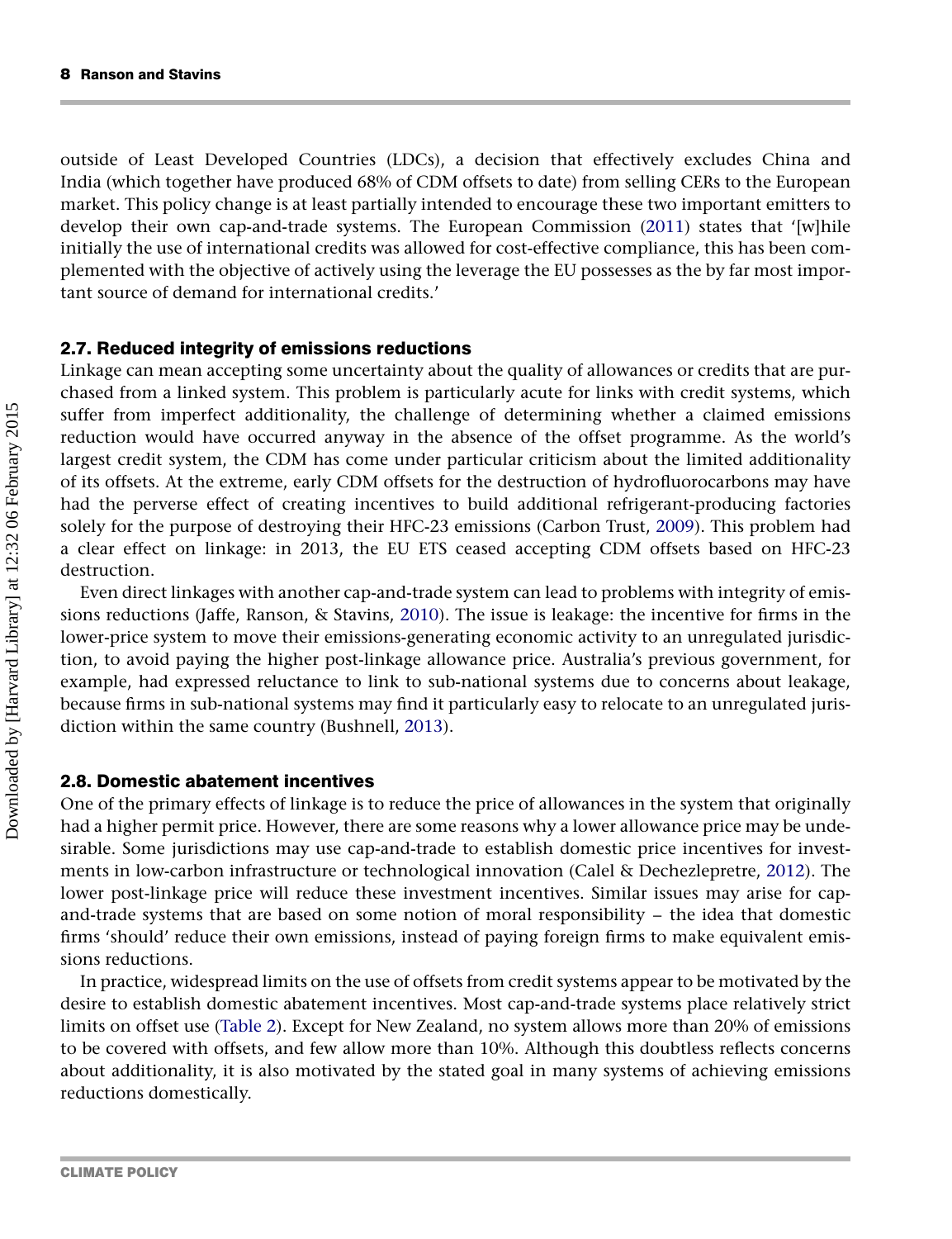outside of Least Developed Countries (LDCs), a decision that effectively excludes China and India (which together have produced 68% of CDM offsets to date) from selling CERs to the European market. This policy change is at least partially intended to encourage these two important emitters to develop their own cap-and-trade systems. The European Commission (2011) states that '[w]hile initially the use of international credits was allowed for cost-effective compliance, this has been complemented with the objective of actively using the leverage the EU possesses as the by far most important source of demand for international credits.'

## 2.7. Reduced integrity of emissions reductions

Linkage can mean accepting some uncertainty about the quality of allowances or credits that are purchased from a linked system. This problem is particularly acute for links with credit systems, which suffer from imperfect additionality, the challenge of determining whether a claimed emissions reduction would have occurred anyway in the absence of the offset programme. As the world's largest credit system, the CDM has come under particular criticism about the limited additionality of its offsets. At the extreme, early CDM offsets for the destruction of hydrofluorocarbons may have had the perverse effect of creating incentives to build additional refrigerant-producing factories solely for the purpose of destroying their HFC-23 emissions (Carbon Trust, 2009). This problem had a clear effect on linkage: in 2013, the EU ETS ceased accepting CDM offsets based on HFC-23 destruction.

Even direct linkages with another cap-and-trade system can lead to problems with integrity of emissions reductions (Jaffe, Ranson, & Stavins, 2010). The issue is leakage: the incentive for firms in the lower-price system to move their emissions-generating economic activity to an unregulated jurisdiction, to avoid paying the higher post-linkage allowance price. Australia's previous government, for example, had expressed reluctance to link to sub-national systems due to concerns about leakage, because firms in sub-national systems may find it particularly easy to relocate to an unregulated jurisdiction within the same country (Bushnell, 2013).

## 2.8. Domestic abatement incentives

One of the primary effects of linkage is to reduce the price of allowances in the system that originally had a higher permit price. However, there are some reasons why a lower allowance price may be undesirable. Some jurisdictions may use cap-and-trade to establish domestic price incentives for investments in low-carbon infrastructure or technological innovation (Calel & Dechezlepretre, 2012). The lower post-linkage price will reduce these investment incentives. Similar issues may arise for cap-and-trade systems that are based on some notion of moral responsibility – the idea that domestic firms 'should' reduce their own emissions, instead of paying foreign firms to make equivalent emissions reductions.

In practice, widespread limits on the use of offsets from credit systems appear to be motivated by the desire to establish domestic abatement incentives. Most cap-and-trade systems place relatively strict limits on offset use (Table 2). Except for New Zealand, no system allows more than 20% of emissions to be covered with offsets, and few allow more than 10%. Although this doubtless reflects concerns about additionality, it is also motivated by the stated goal in many systems of achieving emissions reductions domestically.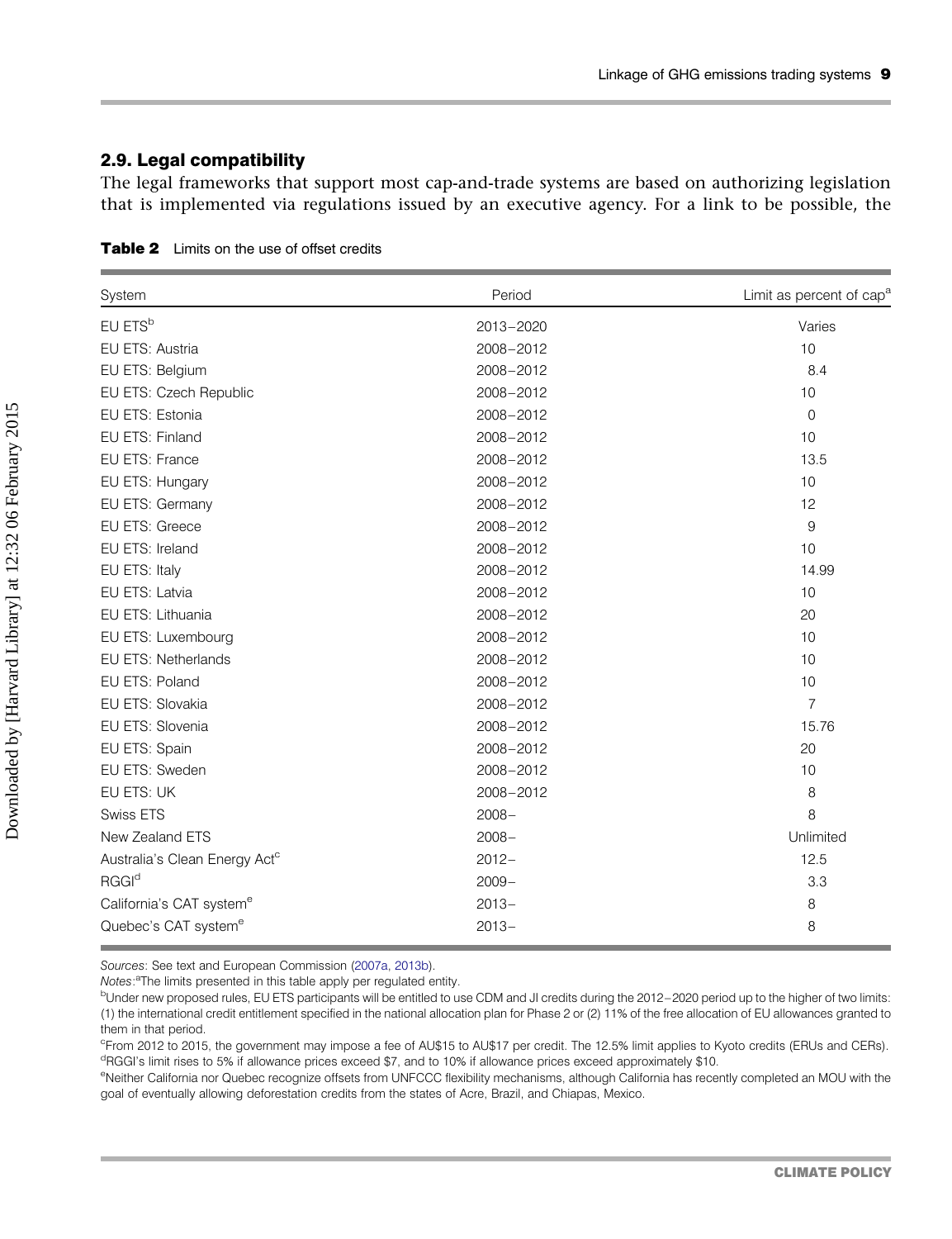### 2.9. Legal compatibility

The legal frameworks that support most cap-and-trade systems are based on authorizing legislation that is implemented via regulations issued by an executive agency. For a link to be possible, the

**Table 2** Limits on the use of offset credits

| System | Period | Limit as percent of cap[a] |
|---|---|---|
| EU ETS[b] | 2013–2020 | Varies |
| EU ETS: Austria | 2008–2012 | 10 |
| EU ETS: Belgium | 2008–2012 | 8.4 |
| EU ETS: Czech Republic | 2008–2012 | 10 |
| EU ETS: Estonia | 2008–2012 | 0 |
| EU ETS: Finland | 2008–2012 | 10 |
| EU ETS: France | 2008–2012 | 13.5 |
| EU ETS: Hungary | 2008–2012 | 10 |
| EU ETS: Germany | 2008–2012 | 12 |
| EU ETS: Greece | 2008–2012 | 9 |
| EU ETS: Ireland | 2008–2012 | 10 |
| EU ETS: Italy | 2008–2012 | 14.99 |
| EU ETS: Latvia | 2008–2012 | 10 |
| EU ETS: Lithuania | 2008–2012 | 20 |
| EU ETS: Luxembourg | 2008–2012 | 10 |
| EU ETS: Netherlands | 2008–2012 | 10 |
| EU ETS: Poland | 2008–2012 | 10 |
| EU ETS: Slovakia | 2008–2012 | 7 |
| EU ETS: Slovenia | 2008–2012 | 15.76 |
| EU ETS: Spain | 2008–2012 | 20 |
| EU ETS: Sweden | 2008–2012 | 10 |
| EU ETS: UK | 2008–2012 | 8 |
| Swiss ETS | 2008– | 8 |
| New Zealand ETS | 2008– | Unlimited |
| Australia's Clean Energy Act[c] | 2012– | 12.5 |
| RGGI[d] | 2009– | 3.3 |
| California's CAT system[e] | 2013– | 8 |
| Quebec's CAT system[e] | 2013– | 8 |

*Sources*: See text and European Commission (2007a, 2013b).

*Notes*: [a]The limits presented in this table apply per regulated entity.

[b]Under new proposed rules, EU ETS participants will be entitled to use CDM and JI credits during the 2012–2020 period up to the higher of two limits: (1) the international credit entitlement specified in the national allocation plan for Phase 2 or (2) 11% of the free allocation of EU allowances granted to them in that period.

[c]From 2012 to 2015, the government may impose a fee of AU$15 to AU$17 per credit. The 12.5% limit applies to Kyoto credits (ERUs and CERs).

[d]RGGI's limit rises to 5% if allowance prices exceed $7, and to 10% if allowance prices exceed approximately $10.

[e]Neither California nor Quebec recognize offsets from UNFCCC flexibility mechanisms, although California has recently completed an MOU with the goal of eventually allowing deforestation credits from the states of Acre, Brazil, and Chiapas, Mexico.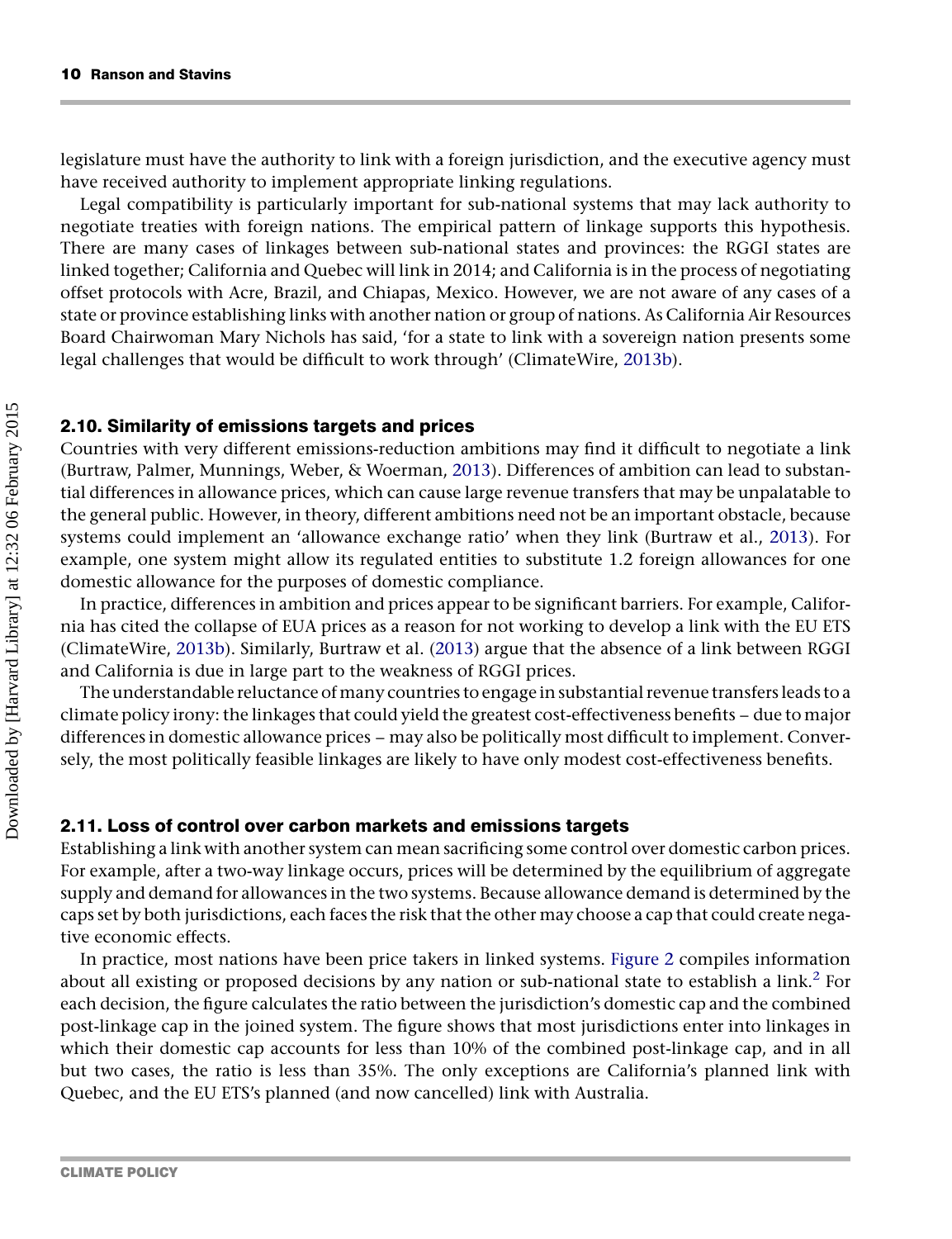legislature must have the authority to link with a foreign jurisdiction, and the executive agency must have received authority to implement appropriate linking regulations.

Legal compatibility is particularly important for sub-national systems that may lack authority to negotiate treaties with foreign nations. The empirical pattern of linkage supports this hypothesis. There are many cases of linkages between sub-national states and provinces: the RGGI states are linked together; California and Quebec will link in 2014; and California is in the process of negotiating offset protocols with Acre, Brazil, and Chiapas, Mexico. However, we are not aware of any cases of a state or province establishing links with another nation or group of nations. As California Air Resources Board Chairwoman Mary Nichols has said, 'for a state to link with a sovereign nation presents some legal challenges that would be difficult to work through' (ClimateWire, 2013b).

### 2.10. Similarity of emissions targets and prices

Countries with very different emissions-reduction ambitions may find it difficult to negotiate a link (Burtraw, Palmer, Munnings, Weber, & Woerman, 2013). Differences of ambition can lead to substantial differences in allowance prices, which can cause large revenue transfers that may be unpalatable to the general public. However, in theory, different ambitions need not be an important obstacle, because systems could implement an 'allowance exchange ratio' when they link (Burtraw et al., 2013). For example, one system might allow its regulated entities to substitute 1.2 foreign allowances for one domestic allowance for the purposes of domestic compliance.

In practice, differences in ambition and prices appear to be significant barriers. For example, California has cited the collapse of EUA prices as a reason for not working to develop a link with the EU ETS (ClimateWire, 2013b). Similarly, Burtraw et al. (2013) argue that the absence of a link between RGGI and California is due in large part to the weakness of RGGI prices.

The understandable reluctance of many countries to engage in substantial revenue transfers leads to a climate policy irony: the linkages that could yield the greatest cost-effectiveness benefits – due to major differences in domestic allowance prices – may also be politically most difficult to implement. Conversely, the most politically feasible linkages are likely to have only modest cost-effectiveness benefits.

### 2.11. Loss of control over carbon markets and emissions targets

Establishing a link with another system can mean sacrificing some control over domestic carbon prices. For example, after a two-way linkage occurs, prices will be determined by the equilibrium of aggregate supply and demand for allowances in the two systems. Because allowance demand is determined by the caps set by both jurisdictions, each faces the risk that the other may choose a cap that could create negative economic effects.

In practice, most nations have been price takers in linked systems. Figure 2 compiles information about all existing or proposed decisions by any nation or sub-national state to establish a link.[2] For each decision, the figure calculates the ratio between the jurisdiction's domestic cap and the combined post-linkage cap in the joined system. The figure shows that most jurisdictions enter into linkages in which their domestic cap accounts for less than 10% of the combined post-linkage cap, and in all but two cases, the ratio is less than 35%. The only exceptions are California's planned link with Quebec, and the EU ETS's planned (and now cancelled) link with Australia.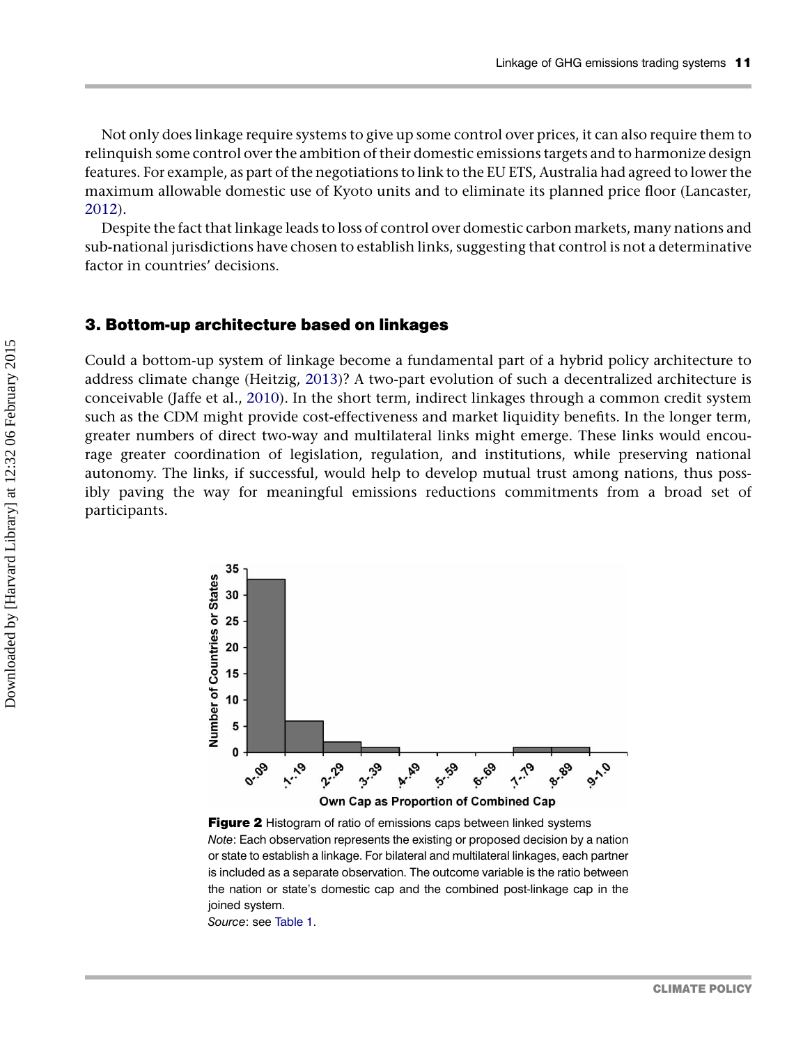Not only does linkage require systems to give up some control over prices, it can also require them to relinquish some control over the ambition of their domestic emissions targets and to harmonize design features. For example, as part of the negotiations to link to the EU ETS, Australia had agreed to lower the maximum allowable domestic use of Kyoto units and to eliminate its planned price floor (Lancaster, 2012).

Despite the fact that linkage leads to loss of control over domestic carbon markets, many nations and sub-national jurisdictions have chosen to establish links, suggesting that control is not a determinative factor in countries' decisions.

## 3. Bottom-up architecture based on linkages

Could a bottom-up system of linkage become a fundamental part of a hybrid policy architecture to address climate change (Heitzig, 2013)? A two-part evolution of such a decentralized architecture is conceivable (Jaffe et al., 2010). In the short term, indirect linkages through a common credit system such as the CDM might provide cost-effectiveness and market liquidity benefits. In the longer term, greater numbers of direct two-way and multilateral links might emerge. These links would encourage greater coordination of legislation, regulation, and institutions, while preserving national autonomy. The links, if successful, would help to develop mutual trust among nations, thus possibly paving the way for meaningful emissions reductions commitments from a broad set of participants.

**Figure 2** Histogram of ratio of emissions caps between linked systems

*Note*: Each observation represents the existing or proposed decision by a nation or state to establish a linkage. For bilateral and multilateral linkages, each partner is included as a separate observation. The outcome variable is the ratio between the nation or state's domestic cap and the combined post-linkage cap in the joined system.

*Source*: see Table 1.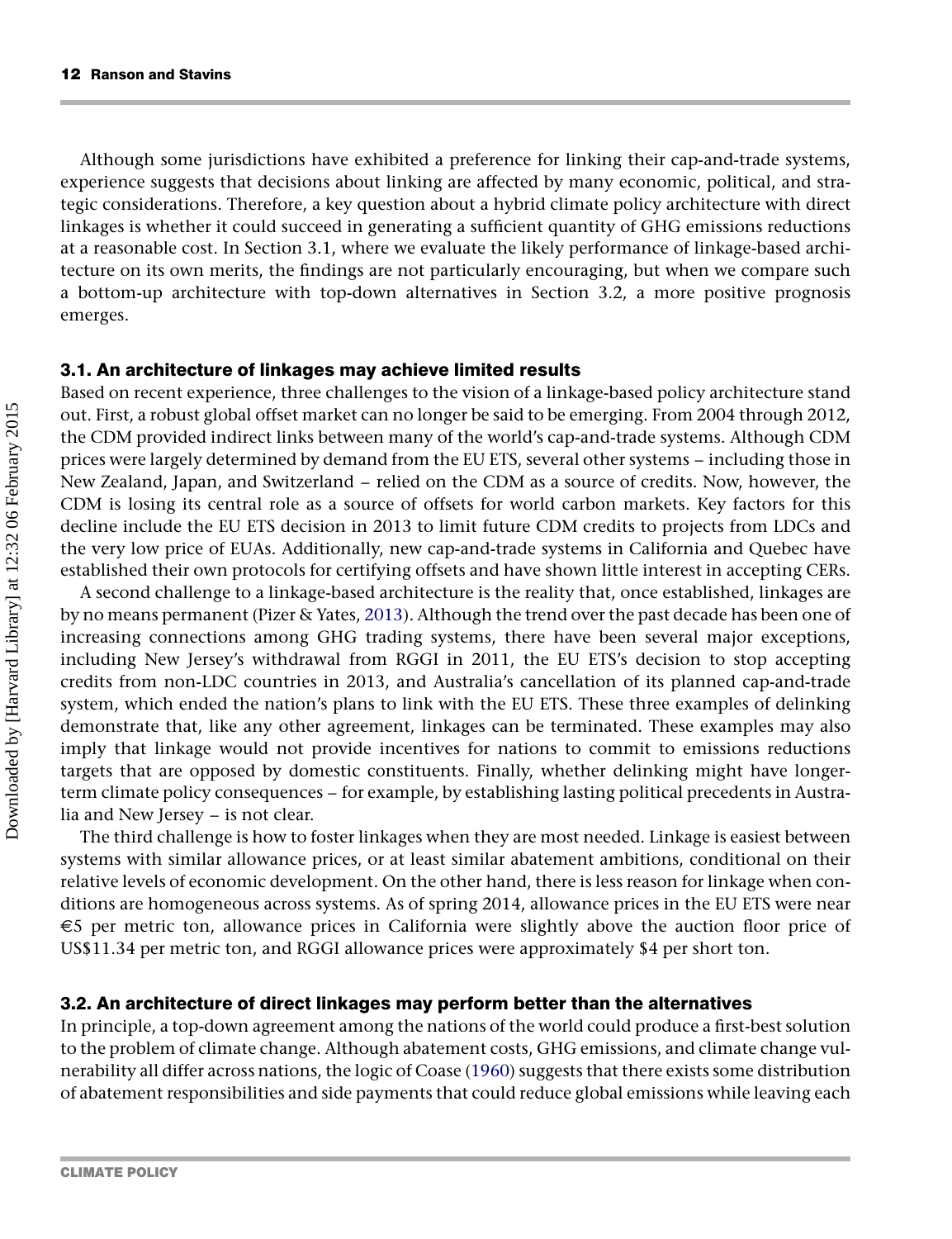Although some jurisdictions have exhibited a preference for linking their cap-and-trade systems, experience suggests that decisions about linking are affected by many economic, political, and strategic considerations. Therefore, a key question about a hybrid climate policy architecture with direct linkages is whether it could succeed in generating a sufficient quantity of GHG emissions reductions at a reasonable cost. In Section 3.1, where we evaluate the likely performance of linkage-based architecture on its own merits, the findings are not particularly encouraging, but when we compare such a bottom-up architecture with top-down alternatives in Section 3.2, a more positive prognosis emerges.

### 3.1. An architecture of linkages may achieve limited results

Based on recent experience, three challenges to the vision of a linkage-based policy architecture stand out. First, a robust global offset market can no longer be said to be emerging. From 2004 through 2012, the CDM provided indirect links between many of the world's cap-and-trade systems. Although CDM prices were largely determined by demand from the EU ETS, several other systems – including those in New Zealand, Japan, and Switzerland – relied on the CDM as a source of credits. Now, however, the CDM is losing its central role as a source of offsets for world carbon markets. Key factors for this decline include the EU ETS decision in 2013 to limit future CDM credits to projects from LDCs and the very low price of EUAs. Additionally, new cap-and-trade systems in California and Quebec have established their own protocols for certifying offsets and have shown little interest in accepting CERs.

A second challenge to a linkage-based architecture is the reality that, once established, linkages are by no means permanent (Pizer & Yates, 2013). Although the trend over the past decade has been one of increasing connections among GHG trading systems, there have been several major exceptions, including New Jersey's withdrawal from RGGI in 2011, the EU ETS's decision to stop accepting credits from non-LDC countries in 2013, and Australia's cancellation of its planned cap-and-trade system, which ended the nation's plans to link with the EU ETS. These three examples of delinking demonstrate that, like any other agreement, linkages can be terminated. These examples may also imply that linkage would not provide incentives for nations to commit to emissions reductions targets that are opposed by domestic constituents. Finally, whether delinking might have longer-term climate policy consequences – for example, by establishing lasting political precedents in Australia and New Jersey – is not clear.

The third challenge is how to foster linkages when they are most needed. Linkage is easiest between systems with similar allowance prices, or at least similar abatement ambitions, conditional on their relative levels of economic development. On the other hand, there is less reason for linkage when conditions are homogeneous across systems. As of spring 2014, allowance prices in the EU ETS were near €5 per metric ton, allowance prices in California were slightly above the auction floor price of US$11.34 per metric ton, and RGGI allowance prices were approximately $4 per short ton.

### 3.2. An architecture of direct linkages may perform better than the alternatives

In principle, a top-down agreement among the nations of the world could produce a first-best solution to the problem of climate change. Although abatement costs, GHG emissions, and climate change vulnerability all differ across nations, the logic of Coase (1960) suggests that there exists some distribution of abatement responsibilities and side payments that could reduce global emissions while leaving each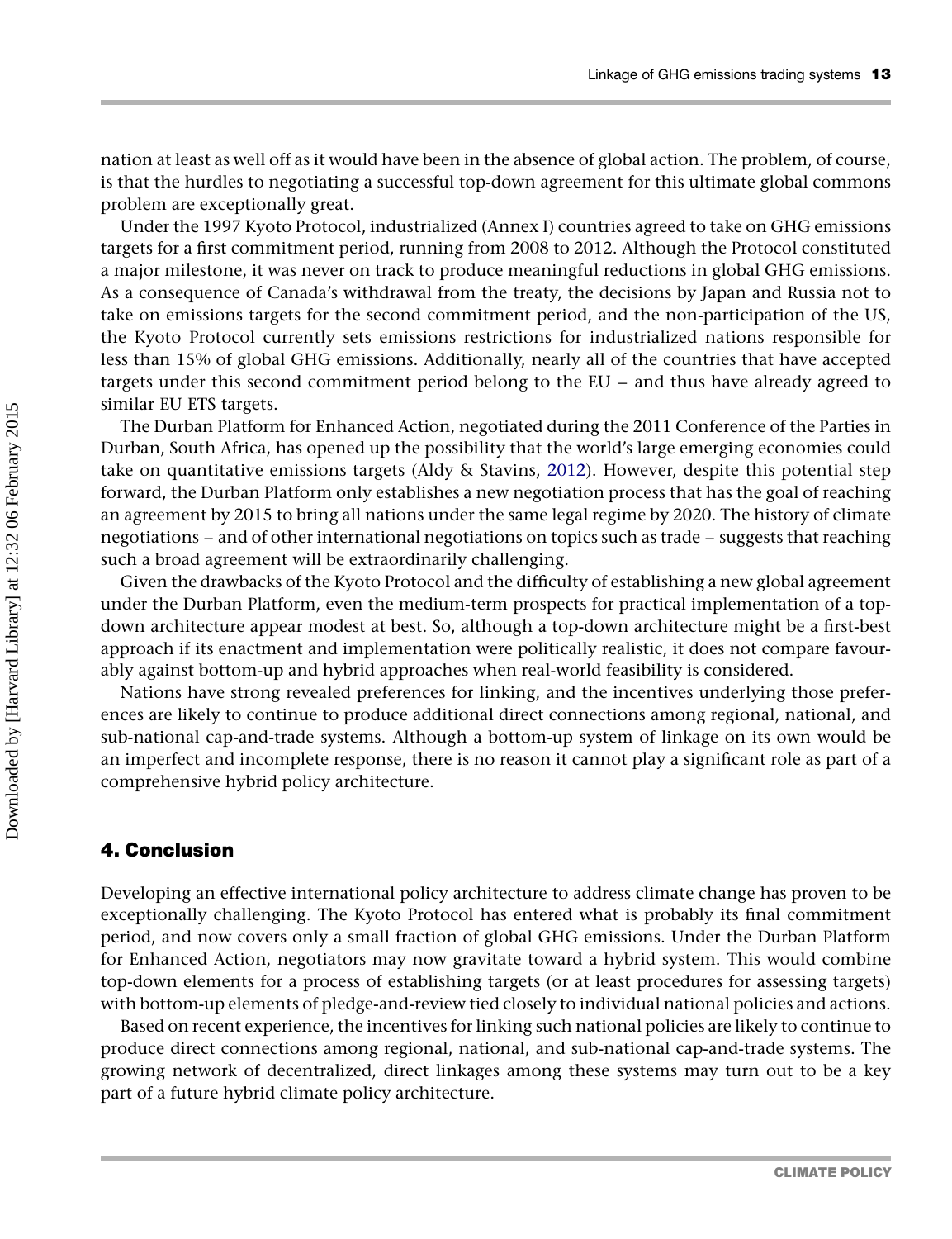nation at least as well off as it would have been in the absence of global action. The problem, of course, is that the hurdles to negotiating a successful top-down agreement for this ultimate global commons problem are exceptionally great.

Under the 1997 Kyoto Protocol, industrialized (Annex I) countries agreed to take on GHG emissions targets for a first commitment period, running from 2008 to 2012. Although the Protocol constituted a major milestone, it was never on track to produce meaningful reductions in global GHG emissions. As a consequence of Canada's withdrawal from the treaty, the decisions by Japan and Russia not to take on emissions targets for the second commitment period, and the non-participation of the US, the Kyoto Protocol currently sets emissions restrictions for industrialized nations responsible for less than 15% of global GHG emissions. Additionally, nearly all of the countries that have accepted targets under this second commitment period belong to the EU – and thus have already agreed to similar EU ETS targets.

The Durban Platform for Enhanced Action, negotiated during the 2011 Conference of the Parties in Durban, South Africa, has opened up the possibility that the world's large emerging economies could take on quantitative emissions targets (Aldy & Stavins, 2012). However, despite this potential step forward, the Durban Platform only establishes a new negotiation process that has the goal of reaching an agreement by 2015 to bring all nations under the same legal regime by 2020. The history of climate negotiations – and of other international negotiations on topics such as trade – suggests that reaching such a broad agreement will be extraordinarily challenging.

Given the drawbacks of the Kyoto Protocol and the difficulty of establishing a new global agreement under the Durban Platform, even the medium-term prospects for practical implementation of a top-down architecture appear modest at best. So, although a top-down architecture might be a first-best approach if its enactment and implementation were politically realistic, it does not compare favourably against bottom-up and hybrid approaches when real-world feasibility is considered.

Nations have strong revealed preferences for linking, and the incentives underlying those preferences are likely to continue to produce additional direct connections among regional, national, and sub-national cap-and-trade systems. Although a bottom-up system of linkage on its own would be an imperfect and incomplete response, there is no reason it cannot play a significant role as part of a comprehensive hybrid policy architecture.

## 4. Conclusion

Developing an effective international policy architecture to address climate change has proven to be exceptionally challenging. The Kyoto Protocol has entered what is probably its final commitment period, and now covers only a small fraction of global GHG emissions. Under the Durban Platform for Enhanced Action, negotiators may now gravitate toward a hybrid system. This would combine top-down elements for a process of establishing targets (or at least procedures for assessing targets) with bottom-up elements of pledge-and-review tied closely to individual national policies and actions.

Based on recent experience, the incentives for linking such national policies are likely to continue to produce direct connections among regional, national, and sub-national cap-and-trade systems. The growing network of decentralized, direct linkages among these systems may turn out to be a key part of a future hybrid climate policy architecture.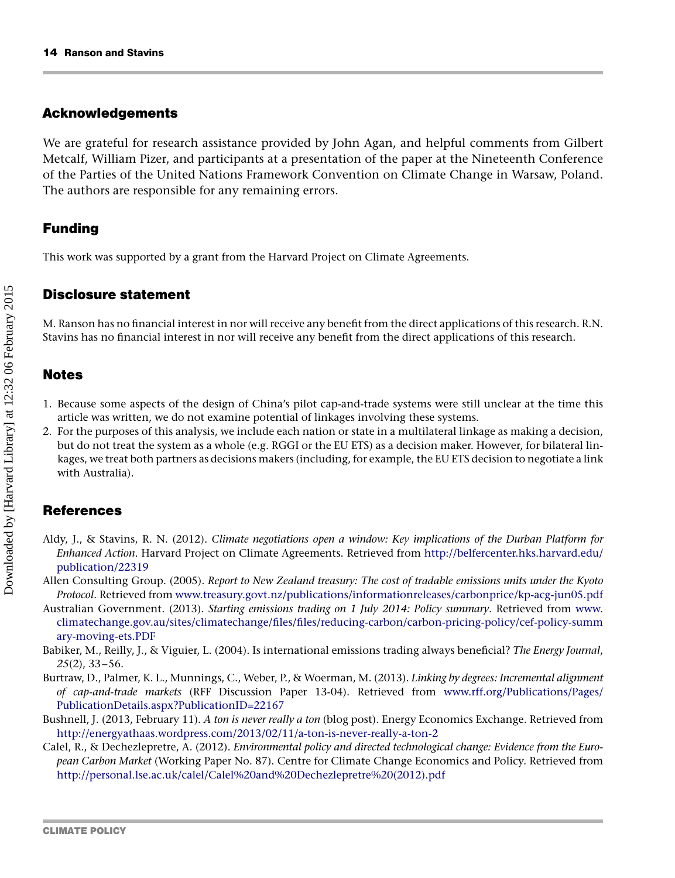## Acknowledgements

We are grateful for research assistance provided by John Agan, and helpful comments from Gilbert Metcalf, William Pizer, and participants at a presentation of the paper at the Nineteenth Conference of the Parties of the United Nations Framework Convention on Climate Change in Warsaw, Poland. The authors are responsible for any remaining errors.

## Funding

This work was supported by a grant from the Harvard Project on Climate Agreements.

## Disclosure statement

M. Ranson has no financial interest in nor will receive any benefit from the direct applications of this research. R.N. Stavins has no financial interest in nor will receive any benefit from the direct applications of this research.

## Notes

1. Because some aspects of the design of China's pilot cap-and-trade systems were still unclear at the time this article was written, we do not examine potential of linkages involving these systems.
2. For the purposes of this analysis, we include each nation or state in a multilateral linkage as making a decision, but do not treat the system as a whole (e.g. RGGI or the EU ETS) as a decision maker. However, for bilateral linkages, we treat both partners as decisions makers (including, for example, the EU ETS decision to negotiate a link with Australia).

## References

Aldy, J., & Stavins, R. N. (2012). *Climate negotiations open a window: Key implications of the Durban Platform for Enhanced Action*. Harvard Project on Climate Agreements. Retrieved from http://belfercenter.hks.harvard.edu/publication/22319

Allen Consulting Group. (2005). *Report to New Zealand treasury: The cost of tradable emissions units under the Kyoto Protocol*. Retrieved from www.treasury.govt.nz/publications/informationreleases/carbonprice/kp-acg-jun05.pdf

Australian Government. (2013). *Starting emissions trading on 1 July 2014: Policy summary*. Retrieved from www.climatechange.gov.au/sites/climatechange/files/files/reducing-carbon/carbon-pricing-policy/cef-policy-summary-moving-ets.PDF

Babiker, M., Reilly, J., & Viguier, L. (2004). Is international emissions trading always beneficial? *The Energy Journal*, *25*(2), 33–56.

Burtraw, D., Palmer, K. L., Munnings, C., Weber, P., & Woerman, M. (2013). *Linking by degrees: Incremental alignment of cap-and-trade markets* (RFF Discussion Paper 13-04). Retrieved from www.rff.org/Publications/Pages/PublicationDetails.aspx?PublicationID=22167

Bushnell, J. (2013, February 11). *A ton is never really a ton* (blog post). Energy Economics Exchange. Retrieved from http://energyathaas.wordpress.com/2013/02/11/a-ton-is-never-really-a-ton-2

Calel, R., & Dechezlepretre, A. (2012). *Environmental policy and directed technological change: Evidence from the European Carbon Market* (Working Paper No. 87). Centre for Climate Change Economics and Policy. Retrieved from http://personal.lse.ac.uk/calel/Calel%20and%20Dechezlepretre%20(2012).pdf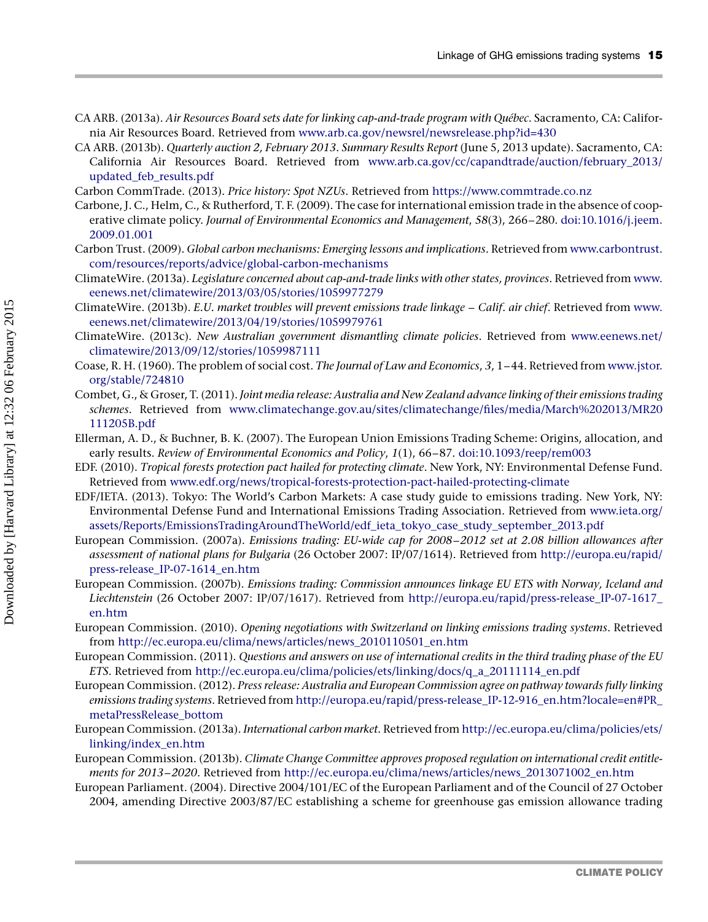CA ARB. (2013a). *Air Resources Board sets date for linking cap-and-trade program with Québec*. Sacramento, CA: California Air Resources Board. Retrieved from www.arb.ca.gov/newsrel/newsrelease.php?id=430

CA ARB. (2013b). *Quarterly auction 2, February 2013. Summary Results Report* (June 5, 2013 update). Sacramento, CA: California Air Resources Board. Retrieved from www.arb.ca.gov/cc/capandtrade/auction/february_2013/updated_feb_results.pdf

Carbon CommTrade. (2013). *Price history: Spot NZUs*. Retrieved from https://www.commtrade.co.nz

Carbone, J. C., Helm, C., & Rutherford, T. F. (2009). The case for international emission trade in the absence of cooperative climate policy. *Journal of Environmental Economics and Management*, *58*(3), 266–280. doi:10.1016/j.jeem.2009.01.001

Carbon Trust. (2009). *Global carbon mechanisms: Emerging lessons and implications*. Retrieved from www.carbontrust.com/resources/reports/advice/global-carbon-mechanisms

ClimateWire. (2013a). *Legislature concerned about cap-and-trade links with other states, provinces*. Retrieved from www.eenews.net/climatewire/2013/03/05/stories/1059977279

ClimateWire. (2013b). *E.U. market troubles will prevent emissions trade linkage – Calif. air chief*. Retrieved from www.eenews.net/climatewire/2013/04/19/stories/1059979761

ClimateWire. (2013c). *New Australian government dismantling climate policies*. Retrieved from www.eenews.net/climatewire/2013/09/12/stories/1059987111

Coase, R. H. (1960). The problem of social cost. *The Journal of Law and Economics*, *3*, 1–44. Retrieved from www.jstor.org/stable/724810

Combet, G., & Groser, T. (2011). *Joint media release: Australia and New Zealand advance linking of their emissions trading schemes*. Retrieved from www.climatechange.gov.au/sites/climatechange/files/media/March%202013/MR20111205B.pdf

Ellerman, A. D., & Buchner, B. K. (2007). The European Union Emissions Trading Scheme: Origins, allocation, and early results. *Review of Environmental Economics and Policy*, *1*(1), 66–87. doi:10.1093/reep/rem003

EDF. (2010). *Tropical forests protection pact hailed for protecting climate*. New York, NY: Environmental Defense Fund. Retrieved from www.edf.org/news/tropical-forests-protection-pact-hailed-protecting-climate

EDF/IETA. (2013). Tokyo: The World's Carbon Markets: A case study guide to emissions trading. New York, NY: Environmental Defense Fund and International Emissions Trading Association. Retrieved from www.ieta.org/assets/Reports/EmissionsTradingAroundTheWorld/edf_ieta_tokyo_case_study_september_2013.pdf

European Commission. (2007a). *Emissions trading: EU-wide cap for 2008–2012 set at 2.08 billion allowances after assessment of national plans for Bulgaria* (26 October 2007: IP/07/1614). Retrieved from http://europa.eu/rapid/press-release_IP-07-1614_en.htm

European Commission. (2007b). *Emissions trading: Commission announces linkage EU ETS with Norway, Iceland and Liechtenstein* (26 October 2007: IP/07/1617). Retrieved from http://europa.eu/rapid/press-release_IP-07-1617_en.htm

European Commission. (2010). *Opening negotiations with Switzerland on linking emissions trading systems*. Retrieved from http://ec.europa.eu/clima/news/articles/news_2010110501_en.htm

European Commission. (2011). *Questions and answers on use of international credits in the third trading phase of the EU ETS*. Retrieved from http://ec.europa.eu/clima/policies/ets/linking/docs/q_a_20111114_en.pdf

European Commission. (2012). *Press release: Australia and European Commission agree on pathway towards fully linking emissions trading systems*. Retrieved from http://europa.eu/rapid/press-release_IP-12-916_en.htm?locale=en#PR_metaPressRelease_bottom

European Commission. (2013a). *International carbon market*. Retrieved from http://ec.europa.eu/clima/policies/ets/linking/index_en.htm

European Commission. (2013b). *Climate Change Committee approves proposed regulation on international credit entitlements for 2013–2020*. Retrieved from http://ec.europa.eu/clima/news/articles/news_2013071002_en.htm

European Parliament. (2004). Directive 2004/101/EC of the European Parliament and of the Council of 27 October 2004, amending Directive 2003/87/EC establishing a scheme for greenhouse gas emission allowance trading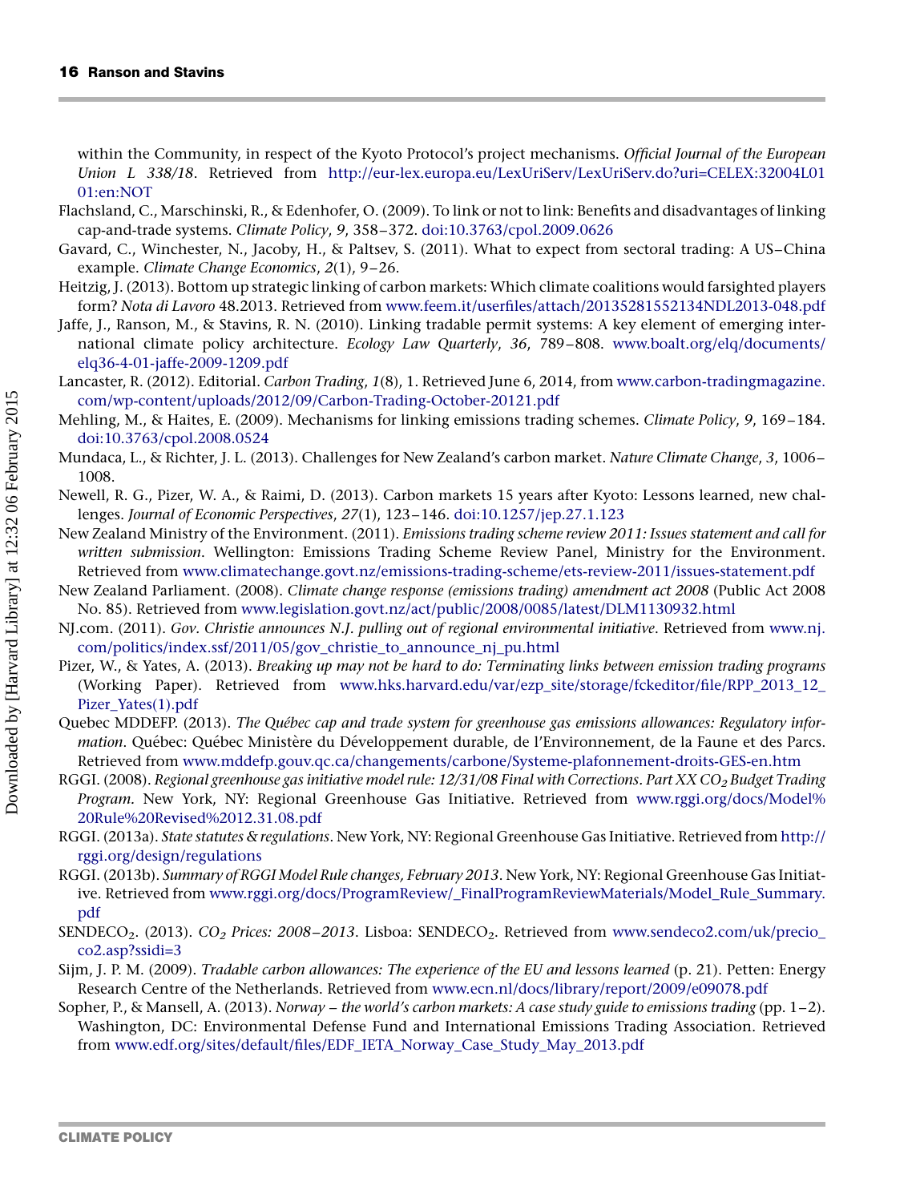within the Community, in respect of the Kyoto Protocol's project mechanisms. *Official Journal of the European Union L 338/18*. Retrieved from http://eur-lex.europa.eu/LexUriServ/LexUriServ.do?uri=CELEX:32004L0101:en:NOT

Flachsland, C., Marschinski, R., & Edenhofer, O. (2009). To link or not to link: Benefits and disadvantages of linking cap-and-trade systems. *Climate Policy*, *9*, 358–372. doi:10.3763/cpol.2009.0626

Gavard, C., Winchester, N., Jacoby, H., & Paltsev, S. (2011). What to expect from sectoral trading: A US–China example. *Climate Change Economics*, *2*(1), 9–26.

Heitzig, J. (2013). Bottom up strategic linking of carbon markets: Which climate coalitions would farsighted players form? *Nota di Lavoro* 48.2013. Retrieved from www.feem.it/userfiles/attach/20135281552134NDL2013-048.pdf

Jaffe, J., Ranson, M., & Stavins, R. N. (2010). Linking tradable permit systems: A key element of emerging international climate policy architecture. *Ecology Law Quarterly*, *36*, 789–808. www.boalt.org/elq/documents/elq36-4-01-jaffe-2009-1209.pdf

Lancaster, R. (2012). Editorial. *Carbon Trading*, *1*(8), 1. Retrieved June 6, 2014, from www.carbon-tradingmagazine.com/wp-content/uploads/2012/09/Carbon-Trading-October-20121.pdf

Mehling, M., & Haites, E. (2009). Mechanisms for linking emissions trading schemes. *Climate Policy*, *9*, 169–184. doi:10.3763/cpol.2008.0524

Mundaca, L., & Richter, J. L. (2013). Challenges for New Zealand's carbon market. *Nature Climate Change*, *3*, 1006–1008.

Newell, R. G., Pizer, W. A., & Raimi, D. (2013). Carbon markets 15 years after Kyoto: Lessons learned, new challenges. *Journal of Economic Perspectives*, *27*(1), 123–146. doi:10.1257/jep.27.1.123

New Zealand Ministry of the Environment. (2011). *Emissions trading scheme review 2011: Issues statement and call for written submission*. Wellington: Emissions Trading Scheme Review Panel, Ministry for the Environment. Retrieved from www.climatechange.govt.nz/emissions-trading-scheme/ets-review-2011/issues-statement.pdf

New Zealand Parliament. (2008). *Climate change response (emissions trading) amendment act 2008* (Public Act 2008 No. 85). Retrieved from www.legislation.govt.nz/act/public/2008/0085/latest/DLM1130932.html

NJ.com. (2011). *Gov. Christie announces N.J. pulling out of regional environmental initiative*. Retrieved from www.nj.com/politics/index.ssf/2011/05/gov_christie_to_announce_nj_pu.html

Pizer, W., & Yates, A. (2013). *Breaking up may not be hard to do: Terminating links between emission trading programs* (Working Paper). Retrieved from www.hks.harvard.edu/var/ezp_site/storage/fckeditor/file/RPP_2013_12_Pizer_Yates(1).pdf

Quebec MDDEFP. (2013). *The Québec cap and trade system for greenhouse gas emissions allowances: Regulatory information*. Québec: Québec Ministère du Développement durable, de l'Environnement, de la Faune et des Parcs. Retrieved from www.mddefp.gouv.qc.ca/changements/carbone/Systeme-plafonnement-droits-GES-en.htm

RGGI. (2008). *Regional greenhouse gas initiative model rule: 12/31/08 Final with Corrections. Part XX $CO_2$ Budget Trading Program*. New York, NY: Regional Greenhouse Gas Initiative. Retrieved from www.rggi.org/docs/Model%20Rule%20Revised%2012.31.08.pdf

RGGI. (2013a). *State statutes & regulations*. New York, NY: Regional Greenhouse Gas Initiative. Retrieved from http://rggi.org/design/regulations

RGGI. (2013b). *Summary of RGGI Model Rule changes, February 2013*. New York, NY: Regional Greenhouse Gas Initiative. Retrieved from www.rggi.org/docs/ProgramReview/_FinalProgramReviewMaterials/Model_Rule_Summary.pdf

SENDECO$_2$. (2013). *$CO_2$ Prices: 2008–2013*. Lisboa: SENDECO$_2$. Retrieved from www.sendeco2.com/uk/precio_co2.asp?ssidi=3

Sijm, J. P. M. (2009). *Tradable carbon allowances: The experience of the EU and lessons learned* (p. 21). Petten: Energy Research Centre of the Netherlands. Retrieved from www.ecn.nl/docs/library/report/2009/e09078.pdf

Sopher, P., & Mansell, A. (2013). *Norway – the world's carbon markets: A case study guide to emissions trading* (pp. 1–2). Washington, DC: Environmental Defense Fund and International Emissions Trading Association. Retrieved from www.edf.org/sites/default/files/EDF_IETA_Norway_Case_Study_May_2013.pdf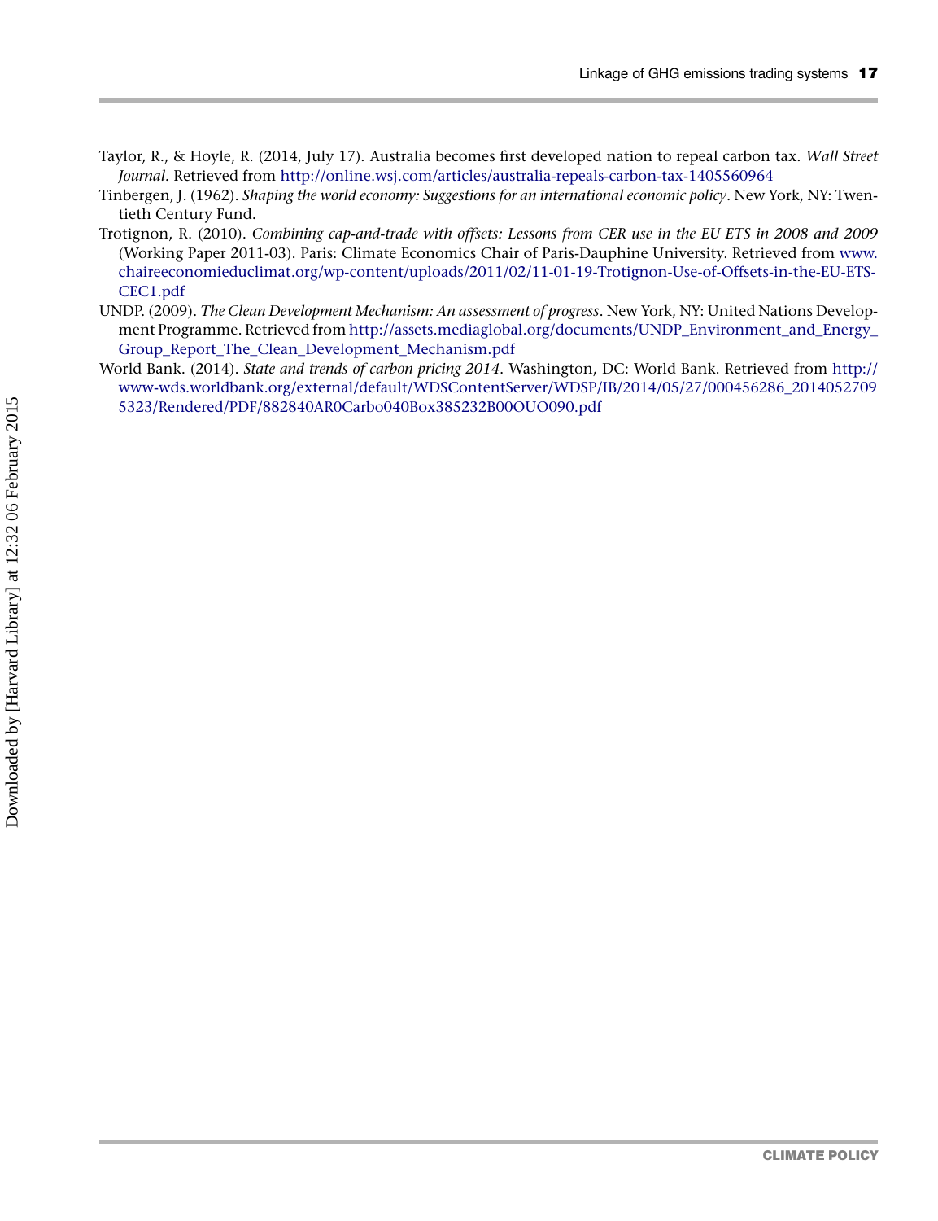Taylor, R., & Hoyle, R. (2014, July 17). Australia becomes first developed nation to repeal carbon tax. *Wall Street Journal*. Retrieved from http://online.wsj.com/articles/australia-repeals-carbon-tax-1405560964

Tinbergen, J. (1962). *Shaping the world economy: Suggestions for an international economic policy*. New York, NY: Twentieth Century Fund.

Trotignon, R. (2010). *Combining cap-and-trade with offsets: Lessons from CER use in the EU ETS in 2008 and 2009* (Working Paper 2011-03). Paris: Climate Economics Chair of Paris-Dauphine University. Retrieved from www.chaireeconomieduclimat.org/wp-content/uploads/2011/02/11-01-19-Trotignon-Use-of-Offsets-in-the-EU-ETS-CEC1.pdf

UNDP. (2009). *The Clean Development Mechanism: An assessment of progress*. New York, NY: United Nations Development Programme. Retrieved from http://assets.mediaglobal.org/documents/UNDP_Environment_and_Energy_Group_Report_The_Clean_Development_Mechanism.pdf

World Bank. (2014). *State and trends of carbon pricing 2014*. Washington, DC: World Bank. Retrieved from http://www-wds.worldbank.org/external/default/WDSContentServer/WDSP/IB/2014/05/27/000456286_20140527095323/Rendered/PDF/882840AR0Carbo040Box385232B00OUO090.pdf